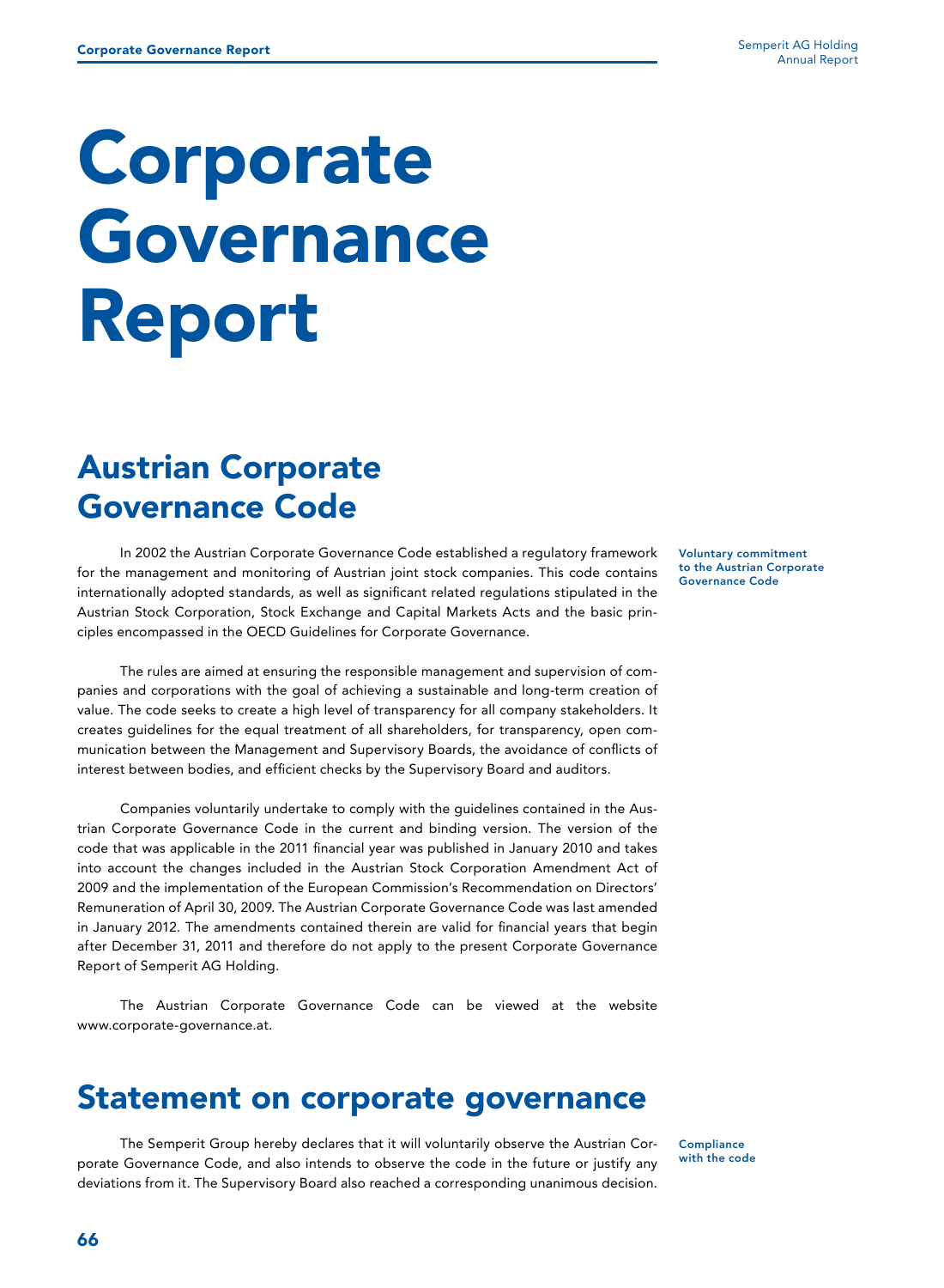// Corporate Governance Report

# Corporate Governance Report

## Austrian Corporate Governance Code

**Voluntary commitment to the Austrian Corporate Governance Code**

In 2002 the Austrian Corporate Governance Code established a regulatory framework for the management and monitoring of Austrian joint stock companies. This code contains internationally adopted standards, as well as significant related regulations stipulated in the Austrian Stock Corporation, Stock Exchange and Capital Markets Acts and the basic principles encompassed in the OECD Guidelines for Corporate Governance.

The rules are aimed at ensuring the responsible management and supervision of companies and corporations with the goal of achieving a sustainable and long-term creation of value. The code seeks to create a high level of transparency for all company stakeholders. It creates guidelines for the equal treatment of all shareholders, for transparency, open communication between the Management and Supervisory Boards, the avoidance of conflicts of interest between bodies, and efficient checks by the Supervisory Board and auditors.

Companies voluntarily undertake to comply with the guidelines contained in the Austrian Corporate Governance Code in the current and binding version. The version of the code that was applicable in the 2011 financial year was published in January 2010 and takes into account the changes included in the Austrian Stock Corporation Amendment Act of 2009 and the implementation of the European Commission's Recommendation on Directors' Remuneration of April 30, 2009. The Austrian Corporate Governance Code was last amended in January 2012. The amendments contained therein are valid for financial years that begin after December 31, 2011 and therefore do not apply to the present Corporate Governance Report of Semperit AG Holding.

The Austrian Corporate Governance Code can be viewed at the website www.corporate-governance.at.

## Statement on corporate governance

**Compliance with the code**

The Semperit Group hereby declares that it will voluntarily observe the Austrian Corporate Governance Code, and also intends to observe the code in the future or justify any deviations from it. The Supervisory Board also reached a corresponding unanimous decision.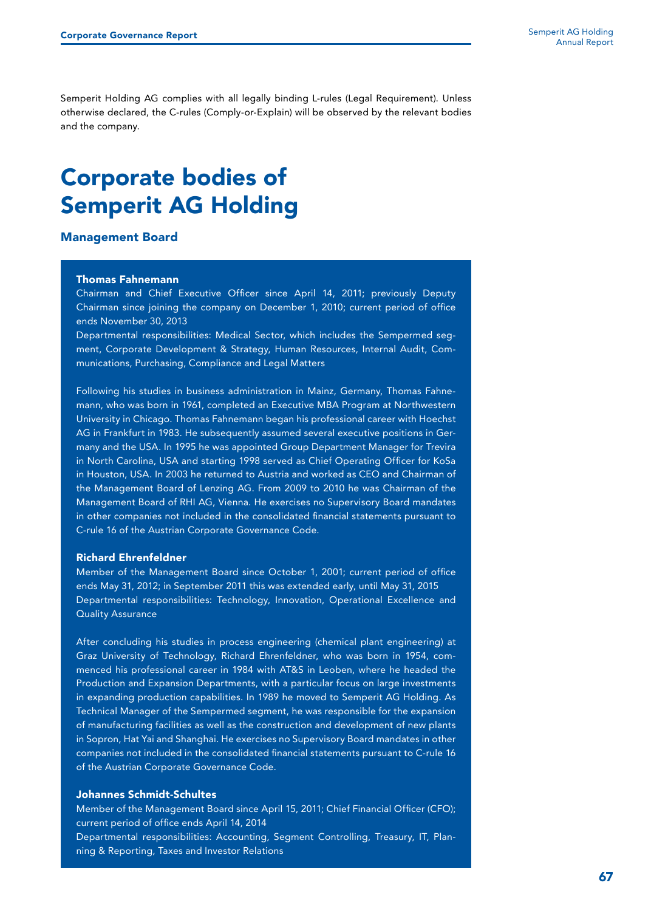Semperit Holding AG complies with all legally binding L-rules (Legal Requirement). Unless otherwise declared, the C-rules (Comply-or-Explain) will be observed by the relevant bodies and the company.

# Corporate bodies of Semperit AG Holding

## Management Board

**Thomas Fahnemann**

Chairman and Chief Executive Officer since April 14, 2011; previously Deputy Chairman since joining the company on December 1, 2010; current period of office ends November 30, 2013

Departmental responsibilities: Medical Sector, which includes the Sempermed segment, Corporate Development & Strategy, Human Resources, Internal Audit, Communications, Purchasing, Compliance and Legal Matters

Following his studies in business administration in Mainz, Germany, Thomas Fahnemann, who was born in 1961, completed an Executive MBA Program at Northwestern University in Chicago. Thomas Fahnemann began his professional career with Hoechst AG in Frankfurt in 1983. He subsequently assumed several executive positions in Germany and the USA. In 1995 he was appointed Group Department Manager for Trevira in North Carolina, USA and starting 1998 served as Chief Operating Officer for KoSa in Houston, USA. In 2003 he returned to Austria and worked as CEO and Chairman of the Management Board of Lenzing AG. From 2009 to 2010 he was Chairman of the Management Board of RHI AG, Vienna. He exercises no Supervisory Board mandates in other companies not included in the consolidated financial statements pursuant to C-rule 16 of the Austrian Corporate Governance Code.

**Richard Ehrenfeldner**

Member of the Management Board since October 1, 2001; current period of office ends May 31, 2012; in September 2011 this was extended early, until May 31, 2015

Departmental responsibilities: Technology, Innovation, Operational Excellence and Quality Assurance

After concluding his studies in process engineering (chemical plant engineering) at Graz University of Technology, Richard Ehrenfeldner, who was born in 1954, commenced his professional career in 1984 with AT&S in Leoben, where he headed the Production and Expansion Departments, with a particular focus on large investments in expanding production capabilities. In 1989 he moved to Semperit AG Holding. As Technical Manager of the Sempermed segment, he was responsible for the expansion of manufacturing facilities as well as the construction and development of new plants in Sopron, Hat Yai and Shanghai. He exercises no Supervisory Board mandates in other companies not included in the consolidated financial statements pursuant to C-rule 16 of the Austrian Corporate Governance Code.

**Johannes Schmidt-Schultes**

Member of the Management Board since April 15, 2011; Chief Financial Officer (CFO); current period of office ends April 14, 2014

Departmental responsibilities: Accounting, Segment Controlling, Treasury, IT, Planning & Reporting, Taxes and Investor Relations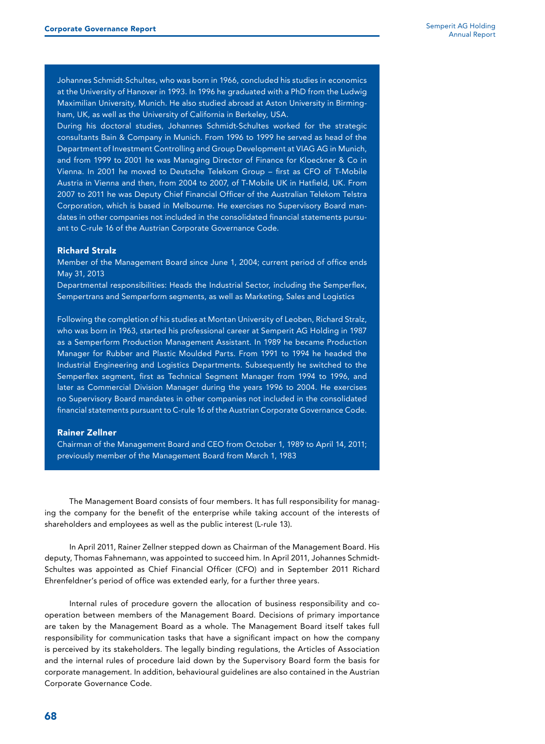Johannes Schmidt-Schultes, who was born in 1966, concluded his studies in economics at the University of Hanover in 1993. In 1996 he graduated with a PhD from the Ludwig Maximilian University, Munich. He also studied abroad at Aston University in Birmingham, UK, as well as the University of California in Berkeley, USA.
During his doctoral studies, Johannes Schmidt-Schultes worked for the strategic consultants Bain & Company in Munich. From 1996 to 1999 he served as head of the Department of Investment Controlling and Group Development at VIAG AG in Munich, and from 1999 to 2001 he was Managing Director of Finance for Kloeckner & Co in Vienna. In 2001 he moved to Deutsche Telekom Group – first as CFO of T-Mobile Austria in Vienna and then, from 2004 to 2007, of T-Mobile UK in Hatfield, UK. From 2007 to 2011 he was Deputy Chief Financial Officer of the Australian Telekom Telstra Corporation, which is based in Melbourne. He exercises no Supervisory Board mandates in other companies not included in the consolidated financial statements pursuant to C-rule 16 of the Austrian Corporate Governance Code.

**Richard Stralz**
Member of the Management Board since June 1, 2004; current period of office ends May 31, 2013
Departmental responsibilities: Heads the Industrial Sector, including the Semperflex, Sempertrans and Semperform segments, as well as Marketing, Sales and Logistics

Following the completion of his studies at Montan University of Leoben, Richard Stralz, who was born in 1963, started his professional career at Semperit AG Holding in 1987 as a Semperform Production Management Assistant. In 1989 he became Production Manager for Rubber and Plastic Moulded Parts. From 1991 to 1994 he headed the Industrial Engineering and Logistics Departments. Subsequently he switched to the Semperflex segment, first as Technical Segment Manager from 1994 to 1996, and later as Commercial Division Manager during the years 1996 to 2004. He exercises no Supervisory Board mandates in other companies not included in the consolidated financial statements pursuant to C-rule 16 of the Austrian Corporate Governance Code.

**Rainer Zellner**
Chairman of the Management Board and CEO from October 1, 1989 to April 14, 2011; previously member of the Management Board from March 1, 1983

The Management Board consists of four members. It has full responsibility for managing the company for the benefit of the enterprise while taking account of the interests of shareholders and employees as well as the public interest (L-rule 13).

In April 2011, Rainer Zellner stepped down as Chairman of the Management Board. His deputy, Thomas Fahnemann, was appointed to succeed him. In April 2011, Johannes Schmidt-Schultes was appointed as Chief Financial Officer (CFO) and in September 2011 Richard Ehrenfeldner's period of office was extended early, for a further three years.

Internal rules of procedure govern the allocation of business responsibility and co-operation between members of the Management Board. Decisions of primary importance are taken by the Management Board as a whole. The Management Board itself takes full responsibility for communication tasks that have a significant impact on how the company is perceived by its stakeholders. The legally binding regulations, the Articles of Association and the internal rules of procedure laid down by the Supervisory Board form the basis for corporate management. In addition, behavioural guidelines are also contained in the Austrian Corporate Governance Code.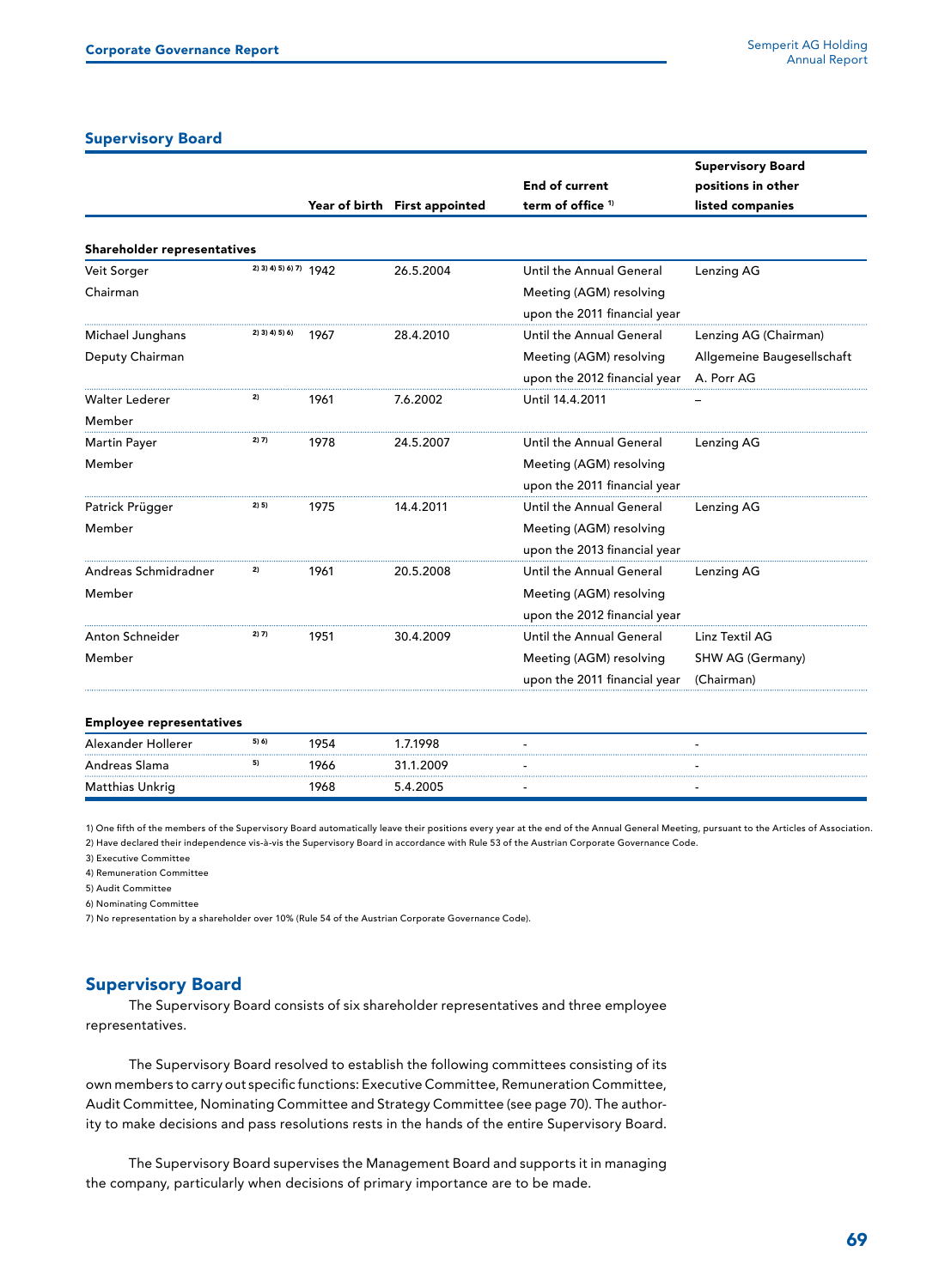## Supervisory Board

| | | Year of birth | First appointed | End of current term of office [1] | Supervisory Board positions in other listed companies |
|---|---|---|---|---|---|
| **Shareholder representatives** | | | | | |
| Veit Sorger<br>Chairman | 2) 3) 4) 5) 6) 7) | 1942 | 26.5.2004 | Until the Annual General Meeting (AGM) resolving upon the 2011 financial year | Lenzing AG |
| Michael Junghans<br>Deputy Chairman | 2) 3) 4) 5) 6) | 1967 | 28.4.2010 | Until the Annual General Meeting (AGM) resolving upon the 2012 financial year | Lenzing AG (Chairman)<br>Allgemeine Baugesellschaft A. Porr AG |
| Walter Lederer<br>Member | 2) | 1961 | 7.6.2002 | Until 14.4.2011 | – |
| Martin Payer<br>Member | 2) 7) | 1978 | 24.5.2007 | Until the Annual General Meeting (AGM) resolving upon the 2011 financial year | Lenzing AG |
| Patrick Prügger<br>Member | 2) 5) | 1975 | 14.4.2011 | Until the Annual General Meeting (AGM) resolving upon the 2013 financial year | Lenzing AG |
| Andreas Schmidradner<br>Member | 2) | 1961 | 20.5.2008 | Until the Annual General Meeting (AGM) resolving upon the 2012 financial year | Lenzing AG |
| Anton Schneider<br>Member | 2) 7) | 1951 | 30.4.2009 | Until the Annual General Meeting (AGM) resolving upon the 2011 financial year | Linz Textil AG<br>SHW AG (Germany) (Chairman) |
| **Employee representatives** | | | | | |
| Alexander Hollerer | 5) 6) | 1954 | 1.7.1998 | - | - |
| Andreas Slama | 5) | 1966 | 31.1.2009 | - | - |
| Matthias Unkrig | | 1968 | 5.4.2005 | - | - |

1) One fifth of the members of the Supervisory Board automatically leave their positions every year at the end of the Annual General Meeting, pursuant to the Articles of Association.
2) Have declared their independence vis-à-vis the Supervisory Board in accordance with Rule 53 of the Austrian Corporate Governance Code.
3) Executive Committee
4) Remuneration Committee
5) Audit Committee
6) Nominating Committee
7) No representation by a shareholder over 10% (Rule 54 of the Austrian Corporate Governance Code).

## Supervisory Board

The Supervisory Board consists of six shareholder representatives and three employee representatives.

The Supervisory Board resolved to establish the following committees consisting of its own members to carry out specific functions: Executive Committee, Remuneration Committee, Audit Committee, Nominating Committee and Strategy Committee (see page 70). The authority to make decisions and pass resolutions rests in the hands of the entire Supervisory Board.

The Supervisory Board supervises the Management Board and supports it in managing the company, particularly when decisions of primary importance are to be made.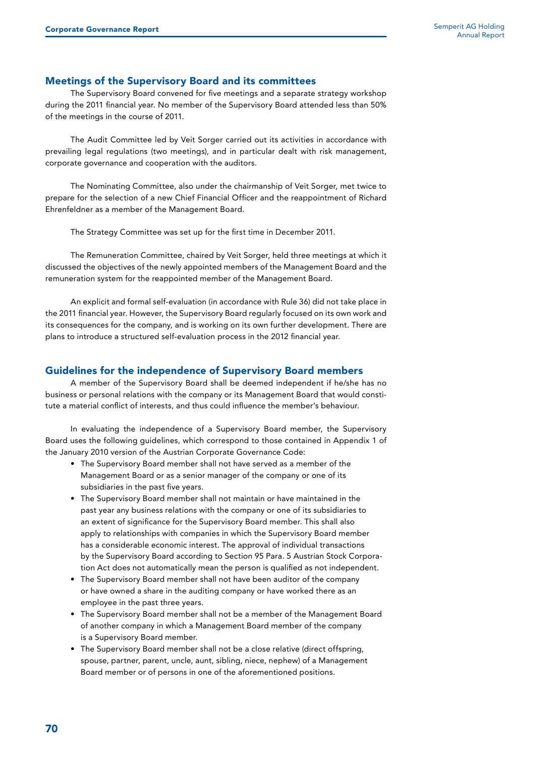## Meetings of the Supervisory Board and its committees

The Supervisory Board convened for five meetings and a separate strategy workshop during the 2011 financial year. No member of the Supervisory Board attended less than 50% of the meetings in the course of 2011.

The Audit Committee led by Veit Sorger carried out its activities in accordance with prevailing legal regulations (two meetings), and in particular dealt with risk management, corporate governance and cooperation with the auditors.

The Nominating Committee, also under the chairmanship of Veit Sorger, met twice to prepare for the selection of a new Chief Financial Officer and the reappointment of Richard Ehrenfeldner as a member of the Management Board.

The Strategy Committee was set up for the first time in December 2011.

The Remuneration Committee, chaired by Veit Sorger, held three meetings at which it discussed the objectives of the newly appointed members of the Management Board and the remuneration system for the reappointed member of the Management Board.

An explicit and formal self-evaluation (in accordance with Rule 36) did not take place in the 2011 financial year. However, the Supervisory Board regularly focused on its own work and its consequences for the company, and is working on its own further development. There are plans to introduce a structured self-evaluation process in the 2012 financial year.

## Guidelines for the independence of Supervisory Board members

A member of the Supervisory Board shall be deemed independent if he/she has no business or personal relations with the company or its Management Board that would constitute a material conflict of interests, and thus could influence the member's behaviour.

In evaluating the independence of a Supervisory Board member, the Supervisory Board uses the following guidelines, which correspond to those contained in Appendix 1 of the January 2010 version of the Austrian Corporate Governance Code:

- The Supervisory Board member shall not have served as a member of the Management Board or as a senior manager of the company or one of its subsidiaries in the past five years.
- The Supervisory Board member shall not maintain or have maintained in the past year any business relations with the company or one of its subsidiaries to an extent of significance for the Supervisory Board member. This shall also apply to relationships with companies in which the Supervisory Board member has a considerable economic interest. The approval of individual transactions by the Supervisory Board according to Section 95 Para. 5 Austrian Stock Corporation Act does not automatically mean the person is qualified as not independent.
- The Supervisory Board member shall not have been auditor of the company or have owned a share in the auditing company or have worked there as an employee in the past three years.
- The Supervisory Board member shall not be a member of the Management Board of another company in which a Management Board member of the company is a Supervisory Board member.
- The Supervisory Board member shall not be a close relative (direct offspring, spouse, partner, parent, uncle, aunt, sibling, niece, nephew) of a Management Board member or of persons in one of the aforementioned positions.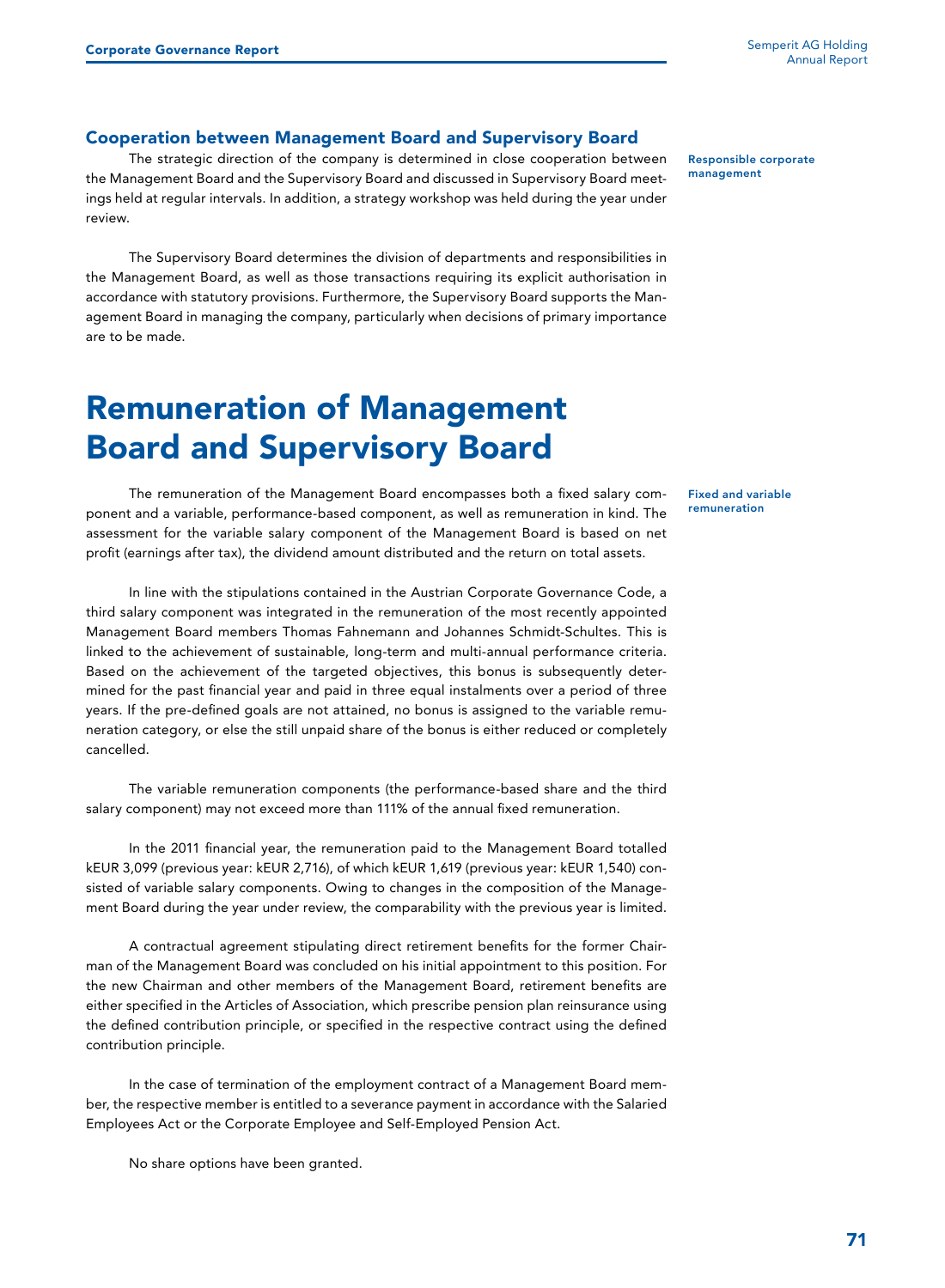### Cooperation between Management Board and Supervisory Board

**Responsible corporate management**

The strategic direction of the company is determined in close cooperation between the Management Board and the Supervisory Board and discussed in Supervisory Board meetings held at regular intervals. In addition, a strategy workshop was held during the year under review.

The Supervisory Board determines the division of departments and responsibilities in the Management Board, as well as those transactions requiring its explicit authorisation in accordance with statutory provisions. Furthermore, the Supervisory Board supports the Management Board in managing the company, particularly when decisions of primary importance are to be made.

# Remuneration of Management Board and Supervisory Board

**Fixed and variable remuneration**

The remuneration of the Management Board encompasses both a fixed salary component and a variable, performance-based component, as well as remuneration in kind. The assessment for the variable salary component of the Management Board is based on net profit (earnings after tax), the dividend amount distributed and the return on total assets.

In line with the stipulations contained in the Austrian Corporate Governance Code, a third salary component was integrated in the remuneration of the most recently appointed Management Board members Thomas Fahnemann and Johannes Schmidt-Schultes. This is linked to the achievement of sustainable, long-term and multi-annual performance criteria. Based on the achievement of the targeted objectives, this bonus is subsequently determined for the past financial year and paid in three equal instalments over a period of three years. If the pre-defined goals are not attained, no bonus is assigned to the variable remuneration category, or else the still unpaid share of the bonus is either reduced or completely cancelled.

The variable remuneration components (the performance-based share and the third salary component) may not exceed more than 111% of the annual fixed remuneration.

In the 2011 financial year, the remuneration paid to the Management Board totalled kEUR 3,099 (previous year: kEUR 2,716), of which kEUR 1,619 (previous year: kEUR 1,540) consisted of variable salary components. Owing to changes in the composition of the Management Board during the year under review, the comparability with the previous year is limited.

A contractual agreement stipulating direct retirement benefits for the former Chairman of the Management Board was concluded on his initial appointment to this position. For the new Chairman and other members of the Management Board, retirement benefits are either specified in the Articles of Association, which prescribe pension plan reinsurance using the defined contribution principle, or specified in the respective contract using the defined contribution principle.

In the case of termination of the employment contract of a Management Board member, the respective member is entitled to a severance payment in accordance with the Salaried Employees Act or the Corporate Employee and Self-Employed Pension Act.

No share options have been granted.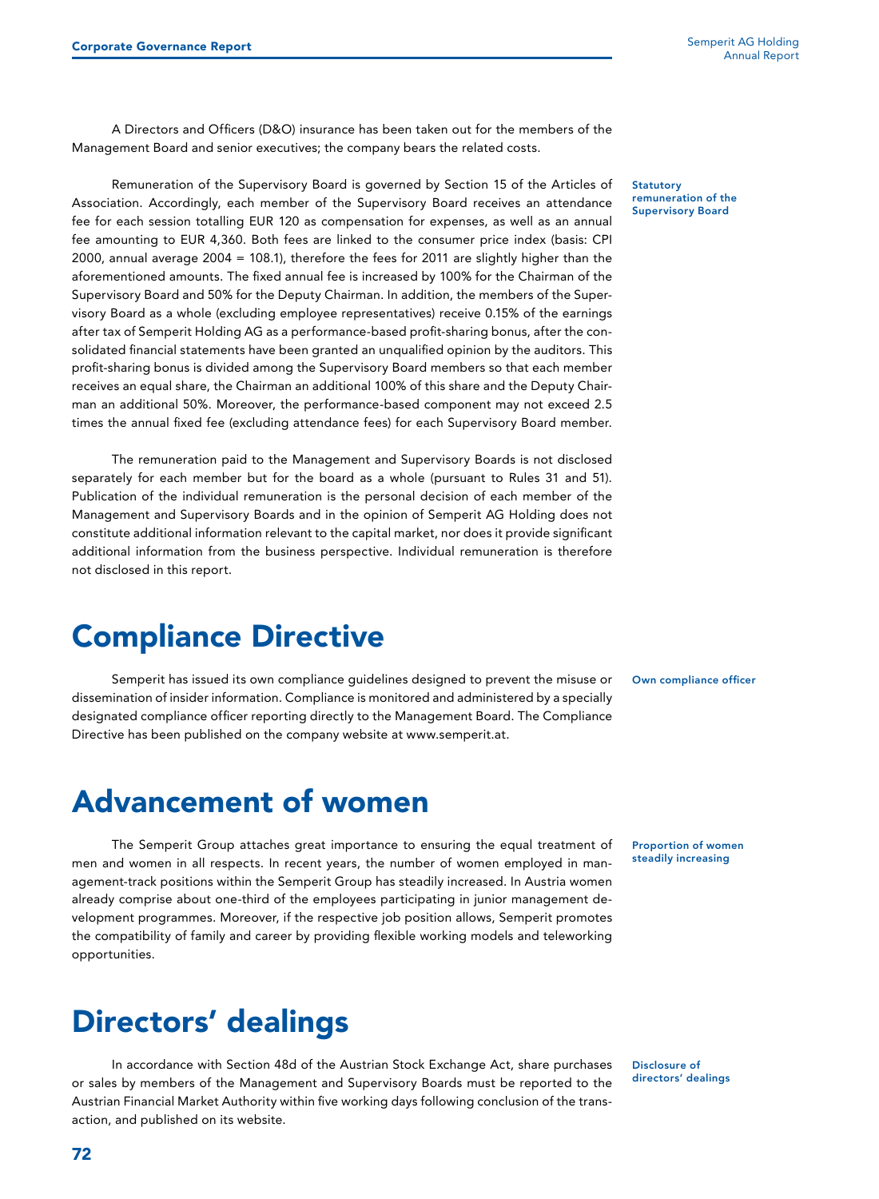A Directors and Officers (D&O) insurance has been taken out for the members of the Management Board and senior executives; the company bears the related costs.

**Statutory remuneration of the Supervisory Board**

Remuneration of the Supervisory Board is governed by Section 15 of the Articles of Association. Accordingly, each member of the Supervisory Board receives an attendance fee for each session totalling EUR 120 as compensation for expenses, as well as an annual fee amounting to EUR 4,360. Both fees are linked to the consumer price index (basis: CPI 2000, annual average 2004 = 108.1), therefore the fees for 2011 are slightly higher than the aforementioned amounts. The fixed annual fee is increased by 100% for the Chairman of the Supervisory Board and 50% for the Deputy Chairman. In addition, the members of the Supervisory Board as a whole (excluding employee representatives) receive 0.15% of the earnings after tax of Semperit Holding AG as a performance-based profit-sharing bonus, after the consolidated financial statements have been granted an unqualified opinion by the auditors. This profit-sharing bonus is divided among the Supervisory Board members so that each member receives an equal share, the Chairman an additional 100% of this share and the Deputy Chairman an additional 50%. Moreover, the performance-based component may not exceed 2.5 times the annual fixed fee (excluding attendance fees) for each Supervisory Board member.

The remuneration paid to the Management and Supervisory Boards is not disclosed separately for each member but for the board as a whole (pursuant to Rules 31 and 51). Publication of the individual remuneration is the personal decision of each member of the Management and Supervisory Boards and in the opinion of Semperit AG Holding does not constitute additional information relevant to the capital market, nor does it provide significant additional information from the business perspective. Individual remuneration is therefore not disclosed in this report.

# Compliance Directive

**Own compliance officer**

Semperit has issued its own compliance guidelines designed to prevent the misuse or dissemination of insider information. Compliance is monitored and administered by a specially designated compliance officer reporting directly to the Management Board. The Compliance Directive has been published on the company website at www.semperit.at.

# Advancement of women

**Proportion of women steadily increasing**

The Semperit Group attaches great importance to ensuring the equal treatment of men and women in all respects. In recent years, the number of women employed in management-track positions within the Semperit Group has steadily increased. In Austria women already comprise about one-third of the employees participating in junior management development programmes. Moreover, if the respective job position allows, Semperit promotes the compatibility of family and career by providing flexible working models and teleworking opportunities.

# Directors' dealings

**Disclosure of directors' dealings**

In accordance with Section 48d of the Austrian Stock Exchange Act, share purchases or sales by members of the Management and Supervisory Boards must be reported to the Austrian Financial Market Authority within five working days following conclusion of the transaction, and published on its website.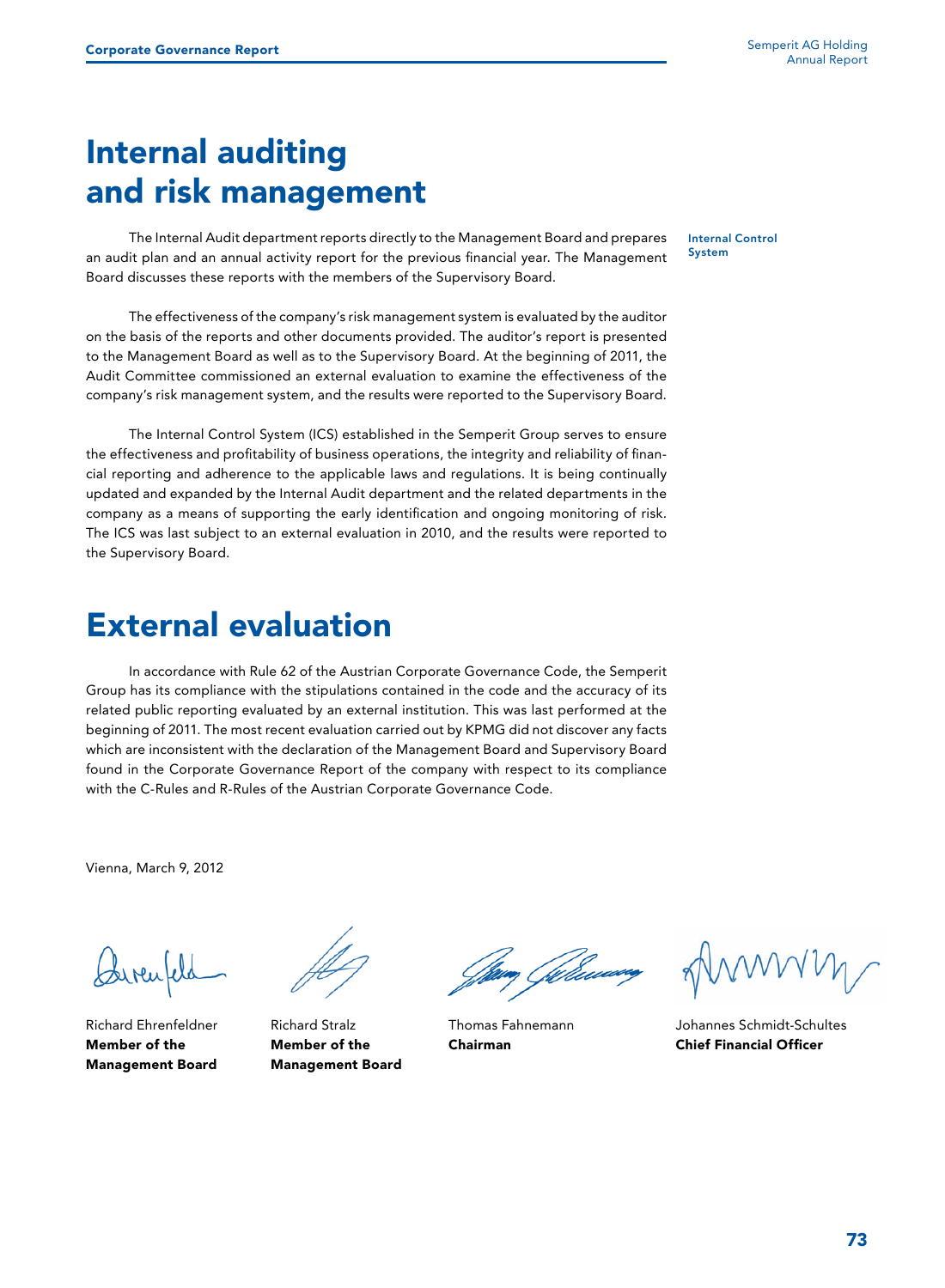# Internal auditing and risk management

**Internal Control System**

The Internal Audit department reports directly to the Management Board and prepares an audit plan and an annual activity report for the previous financial year. The Management Board discusses these reports with the members of the Supervisory Board.

The effectiveness of the company's risk management system is evaluated by the auditor on the basis of the reports and other documents provided. The auditor's report is presented to the Management Board as well as to the Supervisory Board. At the beginning of 2011, the Audit Committee commissioned an external evaluation to examine the effectiveness of the company's risk management system, and the results were reported to the Supervisory Board.

The Internal Control System (ICS) established in the Semperit Group serves to ensure the effectiveness and profitability of business operations, the integrity and reliability of financial reporting and adherence to the applicable laws and regulations. It is being continually updated and expanded by the Internal Audit department and the related departments in the company as a means of supporting the early identification and ongoing monitoring of risk. The ICS was last subject to an external evaluation in 2010, and the results were reported to the Supervisory Board.

# External evaluation

In accordance with Rule 62 of the Austrian Corporate Governance Code, the Semperit Group has its compliance with the stipulations contained in the code and the accuracy of its related public reporting evaluated by an external institution. This was last performed at the beginning of 2011. The most recent evaluation carried out by KPMG did not discover any facts which are inconsistent with the declaration of the Management Board and Supervisory Board found in the Corporate Governance Report of the company with respect to its compliance with the C-Rules and R-Rules of the Austrian Corporate Governance Code.

Vienna, March 9, 2012

Richard Ehrenfeldner
**Member of the Management Board**

Richard Stralz
**Member of the Management Board**

Thomas Fahnemann
**Chairman**

Johannes Schmidt-Schultes
**Chief Financial Officer**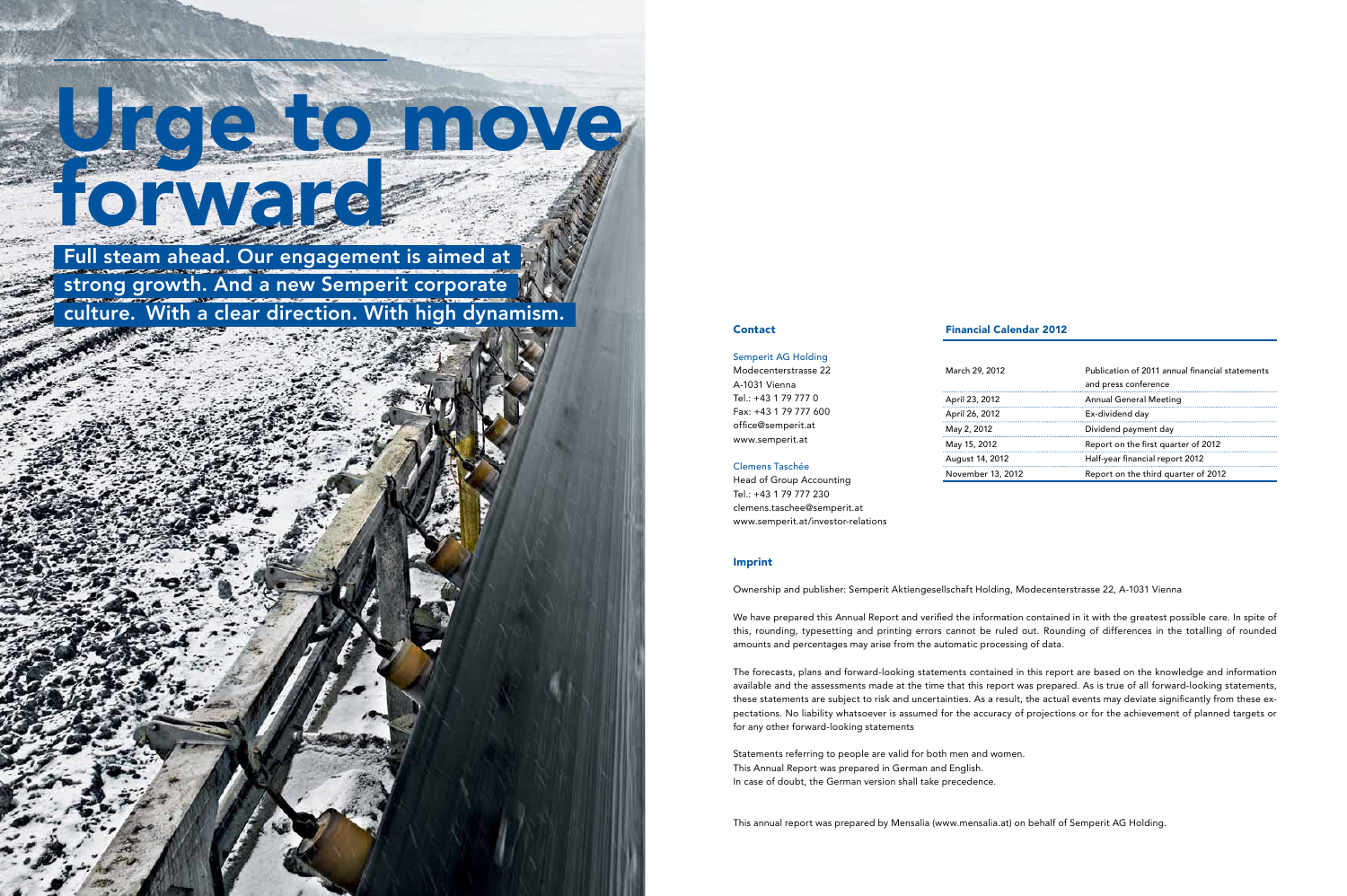# Urge to move forward

Full steam ahead. Our engagement is aimed at strong growth. And a new Semperit corporate culture. With a clear direction. With high dynamism.

## Contact

Semperit AG Holding
Modecenterstrasse 22
A-1031 Vienna
Tel.: +43 1 79 777 0
Fax: +43 1 79 777 600
office@semperit.at
www.semperit.at

Clemens Taschée
Head of Group Accounting
Tel.: +43 1 79 777 230
clemens.taschee@semperit.at
www.semperit.at/investor-relations

## Financial Calendar 2012

| | |
|---|---|
| March 29, 2012 | Publication of 2011 annual financial statements and press conference |
| April 23, 2012 | Annual General Meeting |
| April 26, 2012 | Ex-dividend day |
| May 2, 2012 | Dividend payment day |
| May 15, 2012 | Report on the first quarter of 2012 |
| August 14, 2012 | Half-year financial report 2012 |
| November 13, 2012 | Report on the third quarter of 2012 |

## Imprint

Ownership and publisher: Semperit Aktiengesellschaft Holding, Modecenterstrasse 22, A-1031 Vienna

We have prepared this Annual Report and verified the information contained in it with the greatest possible care. In spite of this, rounding, typesetting and printing errors cannot be ruled out. Rounding of differences in the totalling of rounded amounts and percentages may arise from the automatic processing of data.

The forecasts, plans and forward-looking statements contained in this report are based on the knowledge and information available and the assessments made at the time that this report was prepared. As is true of all forward-looking statements, these statements are subject to risk and uncertainties. As a result, the actual events may deviate significantly from these expectations. No liability whatsoever is assumed for the accuracy of projections or for the achievement of planned targets or for any other forward-looking statements

Statements referring to people are valid for both men and women.
This Annual Report was prepared in German and English.
In case of doubt, the German version shall take precedence.

This annual report was prepared by Mensalia (www.mensalia.at) on behalf of Semperit AG Holding.